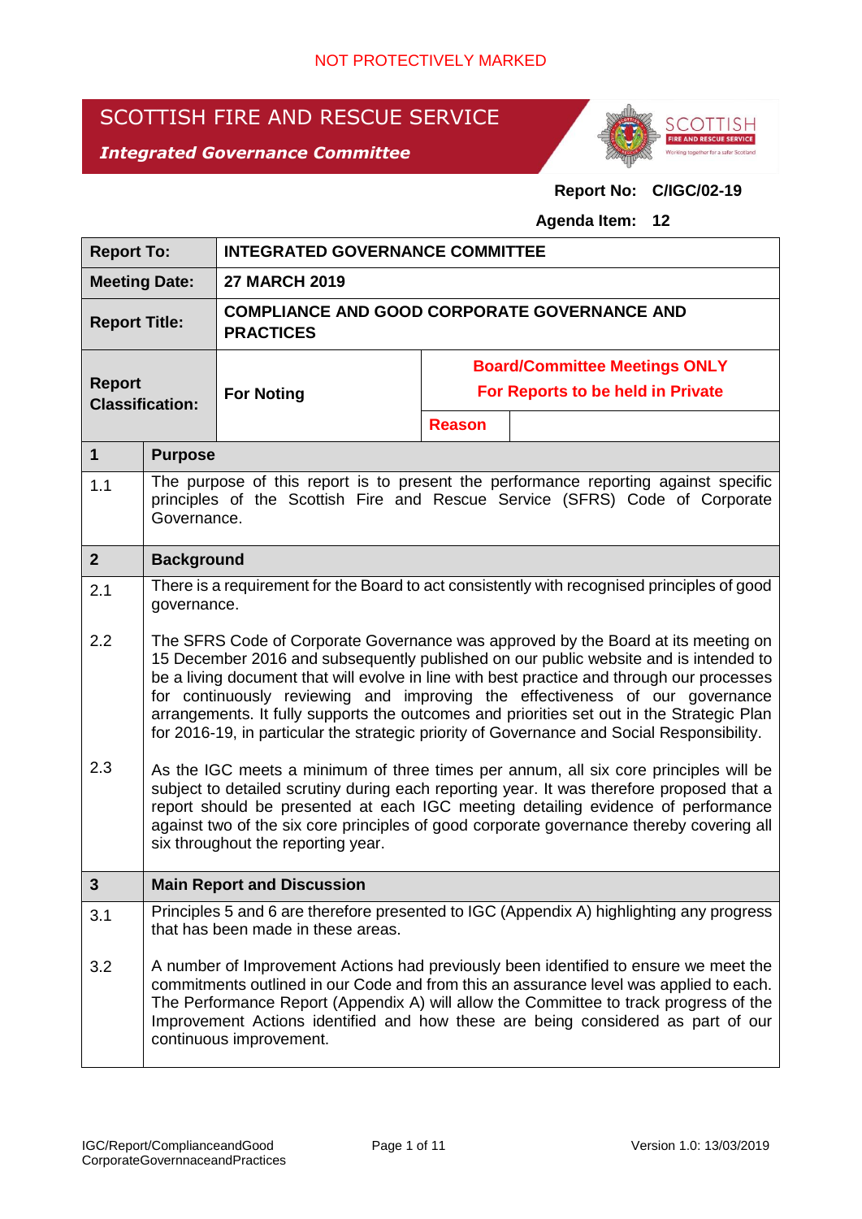NOT PROTECTIVELY MARKED

# SCOTTISH FIRE AND RESCUE SERVICE

***Integrated Governance Committee***

**Report No: C/IGC/02-19**

**Agenda Item: 12**

| **Report To:** | **INTEGRATED GOVERNANCE COMMITTEE** | | |
|---|---|---|---|
| **Meeting Date:** | **27 MARCH 2019** | | |
| **Report Title:** | **COMPLIANCE AND GOOD CORPORATE GOVERNANCE AND PRACTICES** | | |
| **Report Classification:** | **For Noting** | **Board/Committee Meetings ONLY For Reports to be held in Private** | |
| | | **Reason** | |

## 1 Purpose

1.1 The purpose of this report is to present the performance reporting against specific principles of the Scottish Fire and Rescue Service (SFRS) Code of Corporate Governance.

## 2 Background

2.1 There is a requirement for the Board to act consistently with recognised principles of good governance.

2.2 The SFRS Code of Corporate Governance was approved by the Board at its meeting on 15 December 2016 and subsequently published on our public website and is intended to be a living document that will evolve in line with best practice and through our processes for continuously reviewing and improving the effectiveness of our governance arrangements. It fully supports the outcomes and priorities set out in the Strategic Plan for 2016-19, in particular the strategic priority of Governance and Social Responsibility.

2.3 As the IGC meets a minimum of three times per annum, all six core principles will be subject to detailed scrutiny during each reporting year. It was therefore proposed that a report should be presented at each IGC meeting detailing evidence of performance against two of the six core principles of good corporate governance thereby covering all six throughout the reporting year.

## 3 Main Report and Discussion

3.1 Principles 5 and 6 are therefore presented to IGC (Appendix A) highlighting any progress that has been made in these areas.

3.2 A number of Improvement Actions had previously been identified to ensure we meet the commitments outlined in our Code and from this an assurance level was applied to each. The Performance Report (Appendix A) will allow the Committee to track progress of the Improvement Actions identified and how these are being considered as part of our continuous improvement.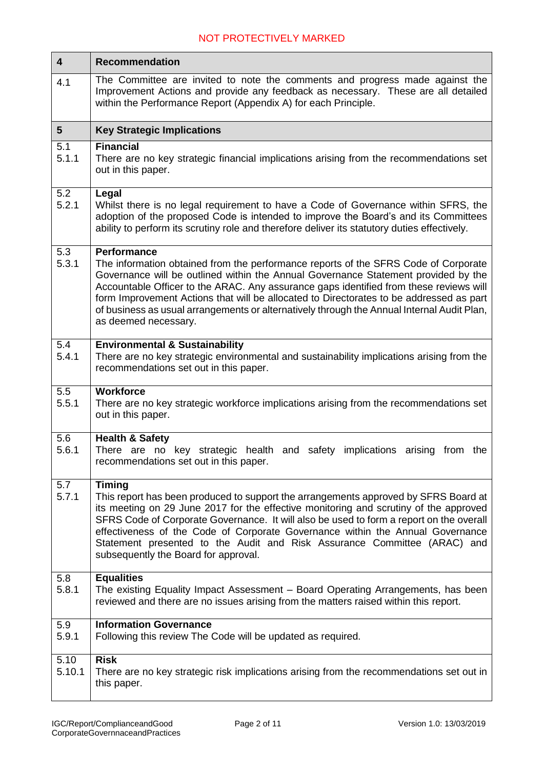| 4 | Recommendation |
|---|---|
| 4.1 | The Committee are invited to note the comments and progress made against the Improvement Actions and provide any feedback as necessary. These are all detailed within the Performance Report (Appendix A) for each Principle. |
| **5** | **Key Strategic Implications** |
| 5.1<br>5.1.1 | **Financial**<br>There are no key strategic financial implications arising from the recommendations set out in this paper. |
| 5.2<br>5.2.1 | **Legal**<br>Whilst there is no legal requirement to have a Code of Governance within SFRS, the adoption of the proposed Code is intended to improve the Board's and its Committees ability to perform its scrutiny role and therefore deliver its statutory duties effectively. |
| 5.3<br>5.3.1 | **Performance**<br>The information obtained from the performance reports of the SFRS Code of Corporate Governance will be outlined within the Annual Governance Statement provided by the Accountable Officer to the ARAC. Any assurance gaps identified from these reviews will form Improvement Actions that will be allocated to Directorates to be addressed as part of business as usual arrangements or alternatively through the Annual Internal Audit Plan, as deemed necessary. |
| 5.4<br>5.4.1 | **Environmental & Sustainability**<br>There are no key strategic environmental and sustainability implications arising from the recommendations set out in this paper. |
| 5.5<br>5.5.1 | **Workforce**<br>There are no key strategic workforce implications arising from the recommendations set out in this paper. |
| 5.6<br>5.6.1 | **Health & Safety**<br>There are no key strategic health and safety implications arising from the recommendations set out in this paper. |
| 5.7<br>5.7.1 | **Timing**<br>This report has been produced to support the arrangements approved by SFRS Board at its meeting on 29 June 2017 for the effective monitoring and scrutiny of the approved SFRS Code of Corporate Governance. It will also be used to form a report on the overall effectiveness of the Code of Corporate Governance within the Annual Governance Statement presented to the Audit and Risk Assurance Committee (ARAC) and subsequently the Board for approval. |
| 5.8<br>5.8.1 | **Equalities**<br>The existing Equality Impact Assessment – Board Operating Arrangements, has been reviewed and there are no issues arising from the matters raised within this report. |
| 5.9<br>5.9.1 | **Information Governance**<br>Following this review The Code will be updated as required. |
| 5.10<br>5.10.1 | **Risk**<br>There are no key strategic risk implications arising from the recommendations set out in this paper. |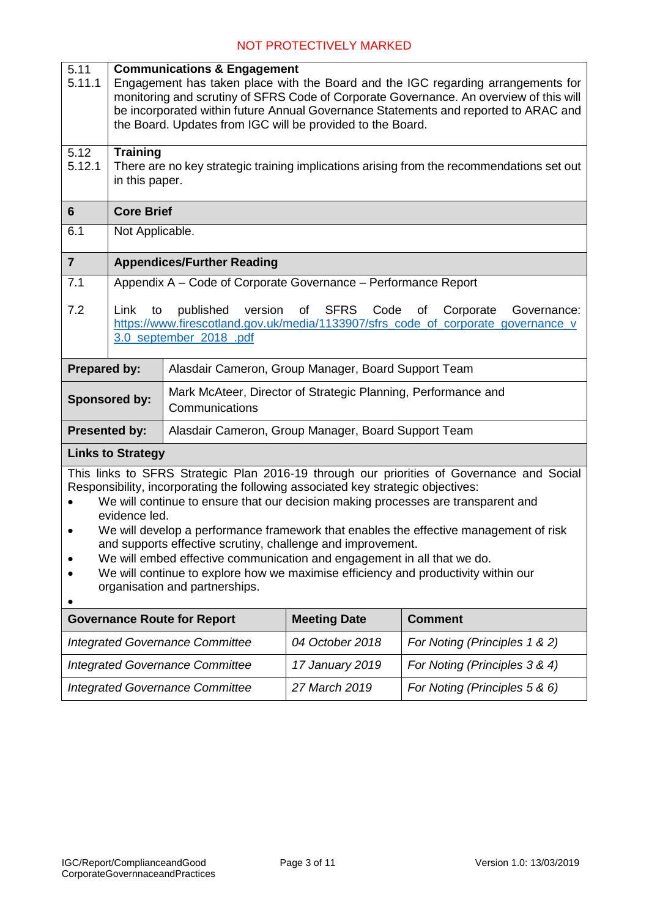NOT PROTECTIVELY MARKED

| | |
|---|---|
| 5.11 | **Communications & Engagement** |
| 5.11.1 | Engagement has taken place with the Board and the IGC regarding arrangements for monitoring and scrutiny of SFRS Code of Corporate Governance. An overview of this will be incorporated within future Annual Governance Statements and reported to ARAC and the Board. Updates from IGC will be provided to the Board. |
| 5.12 | **Training** |
| 5.12.1 | There are no key strategic training implications arising from the recommendations set out in this paper. |
| **6** | **Core Brief** |
| 6.1 | Not Applicable. |
| **7** | **Appendices/Further Reading** |
| 7.1 | Appendix A – Code of Corporate Governance – Performance Report |
| 7.2 | Link to published version of SFRS Code of Corporate Governance: https://www.firescotland.gov.uk/media/1133907/sfrs_code_of_corporate_governance_v3.0_september_2018_.pdf |

| | |
|---|---|
| **Prepared by:** | Alasdair Cameron, Group Manager, Board Support Team |
| **Sponsored by:** | Mark McAteer, Director of Strategic Planning, Performance and Communications |
| **Presented by:** | Alasdair Cameron, Group Manager, Board Support Team |

**Links to Strategy**

This links to SFRS Strategic Plan 2016-19 through our priorities of Governance and Social Responsibility, incorporating the following associated key strategic objectives:

- We will continue to ensure that our decision making processes are transparent and evidence led.
- We will develop a performance framework that enables the effective management of risk and supports effective scrutiny, challenge and improvement.
- We will embed effective communication and engagement in all that we do.
- We will continue to explore how we maximise efficiency and productivity within our organisation and partnerships.

| Governance Route for Report | Meeting Date | Comment |
|---|---|---|
| *Integrated Governance Committee* | *04 October 2018* | *For Noting (Principles 1 & 2)* |
| *Integrated Governance Committee* | *17 January 2019* | *For Noting (Principles 3 & 4)* |
| *Integrated Governance Committee* | *27 March 2019* | *For Noting (Principles 5 & 6)* |

IGC/Report/ComplianceandGood CorporateGovernnaceandPractices

Version 1.0: 13/03/2019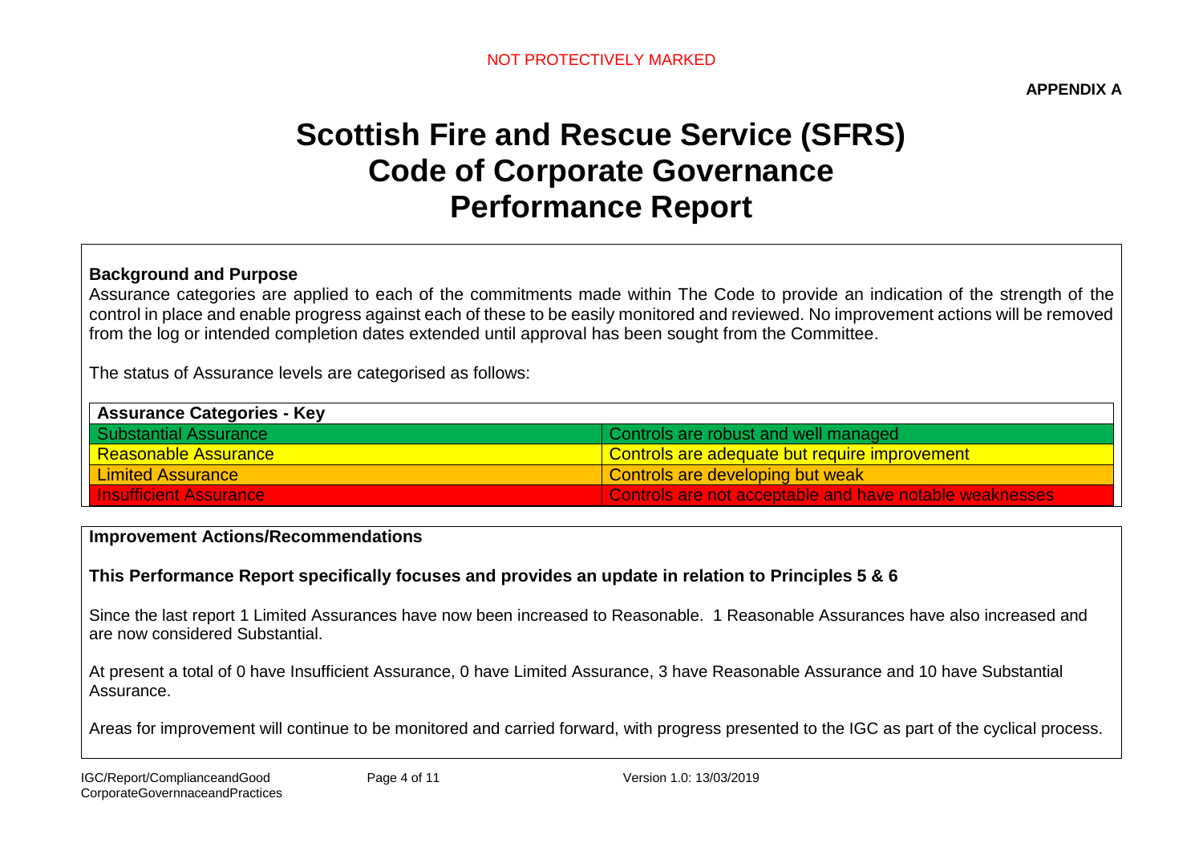NOT PROTECTIVELY MARKED

**APPENDIX A**

# Scottish Fire and Rescue Service (SFRS) Code of Corporate Governance Performance Report

**Background and Purpose**

Assurance categories are applied to each of the commitments made within The Code to provide an indication of the strength of the control in place and enable progress against each of these to be easily monitored and reviewed. No improvement actions will be removed from the log or intended completion dates extended until approval has been sought from the Committee.

The status of Assurance levels are categorised as follows:

| Assurance Categories - Key | |
|---|---|
| Substantial Assurance | Controls are robust and well managed |
| Reasonable Assurance | Controls are adequate but require improvement |
| Limited Assurance | Controls are developing but weak |
| Insufficient Assurance | Controls are not acceptable and have notable weaknesses |

**Improvement Actions/Recommendations**

**This Performance Report specifically focuses and provides an update in relation to Principles 5 & 6**

Since the last report 1 Limited Assurances have now been increased to Reasonable. 1 Reasonable Assurances have also increased and are now considered Substantial.

At present a total of 0 have Insufficient Assurance, 0 have Limited Assurance, 3 have Reasonable Assurance and 10 have Substantial Assurance.

Areas for improvement will continue to be monitored and carried forward, with progress presented to the IGC as part of the cyclical process.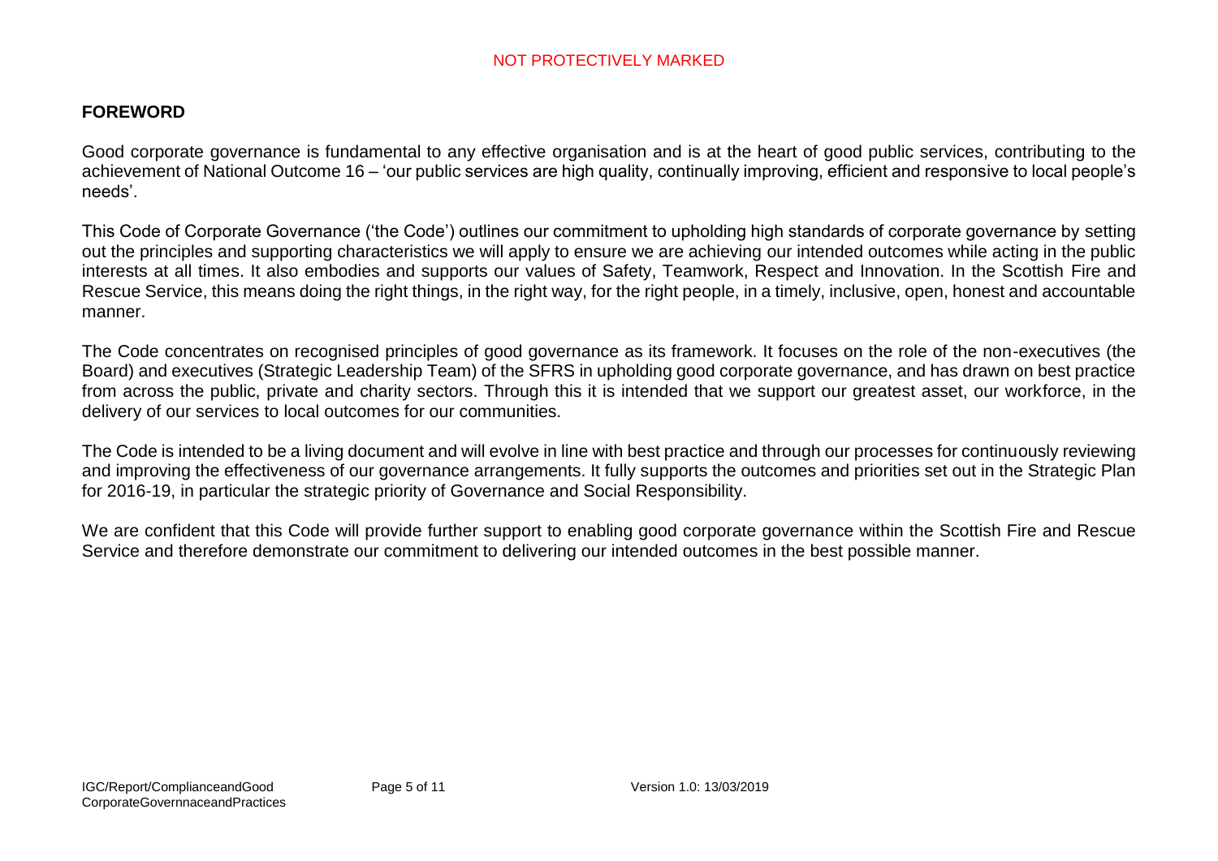## FOREWORD

Good corporate governance is fundamental to any effective organisation and is at the heart of good public services, contributing to the achievement of National Outcome 16 – 'our public services are high quality, continually improving, efficient and responsive to local people's needs'.

This Code of Corporate Governance ('the Code') outlines our commitment to upholding high standards of corporate governance by setting out the principles and supporting characteristics we will apply to ensure we are achieving our intended outcomes while acting in the public interests at all times. It also embodies and supports our values of Safety, Teamwork, Respect and Innovation. In the Scottish Fire and Rescue Service, this means doing the right things, in the right way, for the right people, in a timely, inclusive, open, honest and accountable manner.

The Code concentrates on recognised principles of good governance as its framework. It focuses on the role of the non-executives (the Board) and executives (Strategic Leadership Team) of the SFRS in upholding good corporate governance, and has drawn on best practice from across the public, private and charity sectors. Through this it is intended that we support our greatest asset, our workforce, in the delivery of our services to local outcomes for our communities.

The Code is intended to be a living document and will evolve in line with best practice and through our processes for continuously reviewing and improving the effectiveness of our governance arrangements. It fully supports the outcomes and priorities set out in the Strategic Plan for 2016-19, in particular the strategic priority of Governance and Social Responsibility.

We are confident that this Code will provide further support to enabling good corporate governance within the Scottish Fire and Rescue Service and therefore demonstrate our commitment to delivering our intended outcomes in the best possible manner.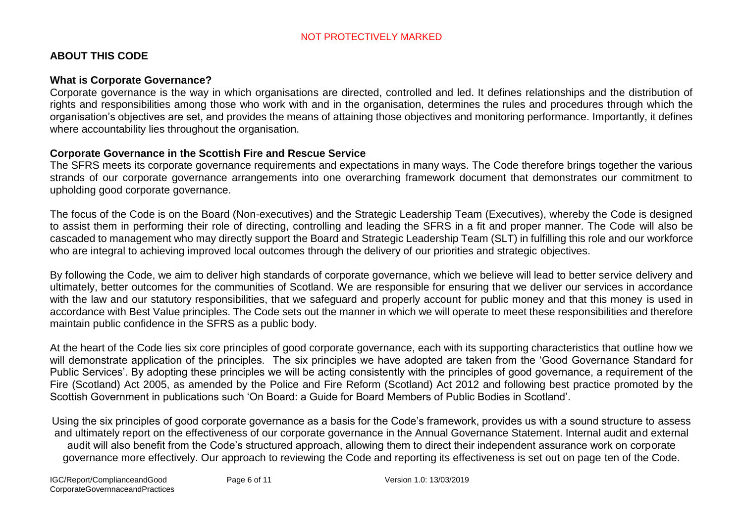## ABOUT THIS CODE

### What is Corporate Governance?

Corporate governance is the way in which organisations are directed, controlled and led. It defines relationships and the distribution of rights and responsibilities among those who work with and in the organisation, determines the rules and procedures through which the organisation's objectives are set, and provides the means of attaining those objectives and monitoring performance. Importantly, it defines where accountability lies throughout the organisation.

### Corporate Governance in the Scottish Fire and Rescue Service

The SFRS meets its corporate governance requirements and expectations in many ways. The Code therefore brings together the various strands of our corporate governance arrangements into one overarching framework document that demonstrates our commitment to upholding good corporate governance.

The focus of the Code is on the Board (Non-executives) and the Strategic Leadership Team (Executives), whereby the Code is designed to assist them in performing their role of directing, controlling and leading the SFRS in a fit and proper manner. The Code will also be cascaded to management who may directly support the Board and Strategic Leadership Team (SLT) in fulfilling this role and our workforce who are integral to achieving improved local outcomes through the delivery of our priorities and strategic objectives.

By following the Code, we aim to deliver high standards of corporate governance, which we believe will lead to better service delivery and ultimately, better outcomes for the communities of Scotland. We are responsible for ensuring that we deliver our services in accordance with the law and our statutory responsibilities, that we safeguard and properly account for public money and that this money is used in accordance with Best Value principles. The Code sets out the manner in which we will operate to meet these responsibilities and therefore maintain public confidence in the SFRS as a public body.

At the heart of the Code lies six core principles of good corporate governance, each with its supporting characteristics that outline how we will demonstrate application of the principles. The six principles we have adopted are taken from the 'Good Governance Standard for Public Services'. By adopting these principles we will be acting consistently with the principles of good governance, a requirement of the Fire (Scotland) Act 2005, as amended by the Police and Fire Reform (Scotland) Act 2012 and following best practice promoted by the Scottish Government in publications such 'On Board: a Guide for Board Members of Public Bodies in Scotland'.

Using the six principles of good corporate governance as a basis for the Code's framework, provides us with a sound structure to assess and ultimately report on the effectiveness of our corporate governance in the Annual Governance Statement. Internal audit and external audit will also benefit from the Code's structured approach, allowing them to direct their independent assurance work on corporate governance more effectively. Our approach to reviewing the Code and reporting its effectiveness is set out on page ten of the Code.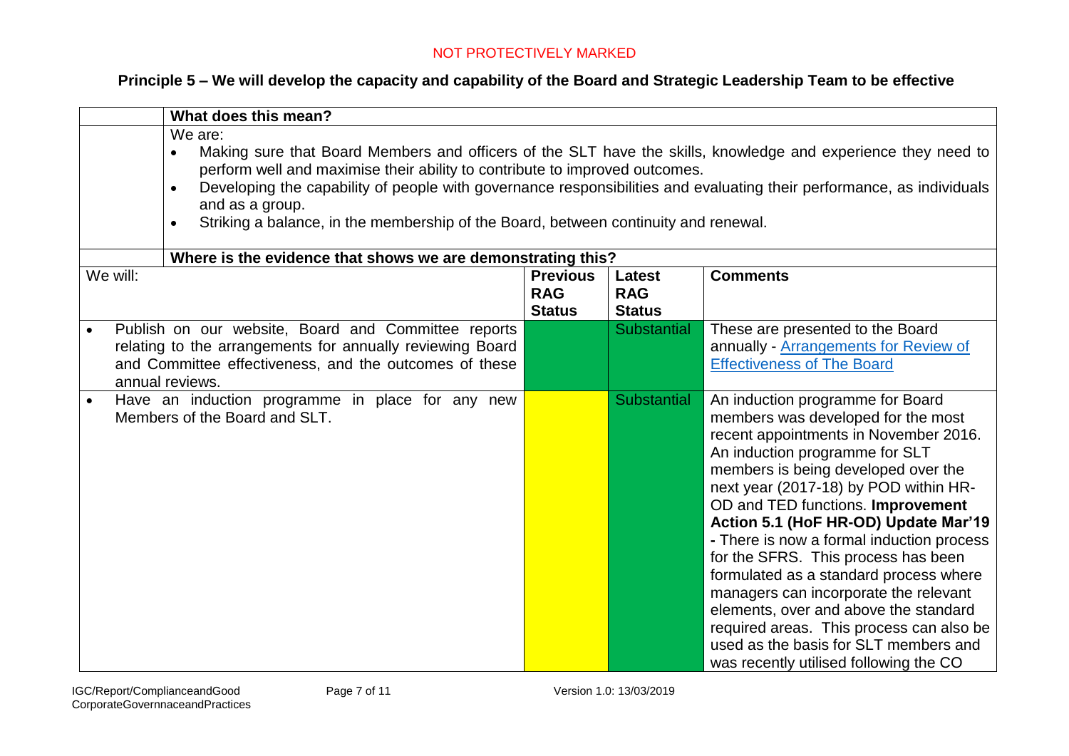NOT PROTECTIVELY MARKED

## Principle 5 – We will develop the capacity and capability of the Board and Strategic Leadership Team to be effective

**What does this mean?**

We are:

- Making sure that Board Members and officers of the SLT have the skills, knowledge and experience they need to perform well and maximise their ability to contribute to improved outcomes.
- Developing the capability of people with governance responsibilities and evaluating their performance, as individuals and as a group.
- Striking a balance, in the membership of the Board, between continuity and renewal.

**Where is the evidence that shows we are demonstrating this?**

| We will: | Previous RAG Status | Latest RAG Status | Comments |
|---|---|---|---|
| • Publish on our website, Board and Committee reports relating to the arrangements for annually reviewing Board and Committee effectiveness, and the outcomes of these annual reviews. | | Substantial | These are presented to the Board annually - [Arrangements for Review of Effectiveness of The Board]() |
| • Have an induction programme in place for any new Members of the Board and SLT. | | Substantial | An induction programme for Board members was developed for the most recent appointments in November 2016. An induction programme for SLT members is being developed over the next year (2017-18) by POD within HR-OD and TED functions. **Improvement Action 5.1 (HoF HR-OD) Update Mar'19 -** There is now a formal induction process for the SFRS. This process has been formulated as a standard process where managers can incorporate the relevant elements, over and above the standard required areas. This process can also be used as the basis for SLT members and was recently utilised following the CO |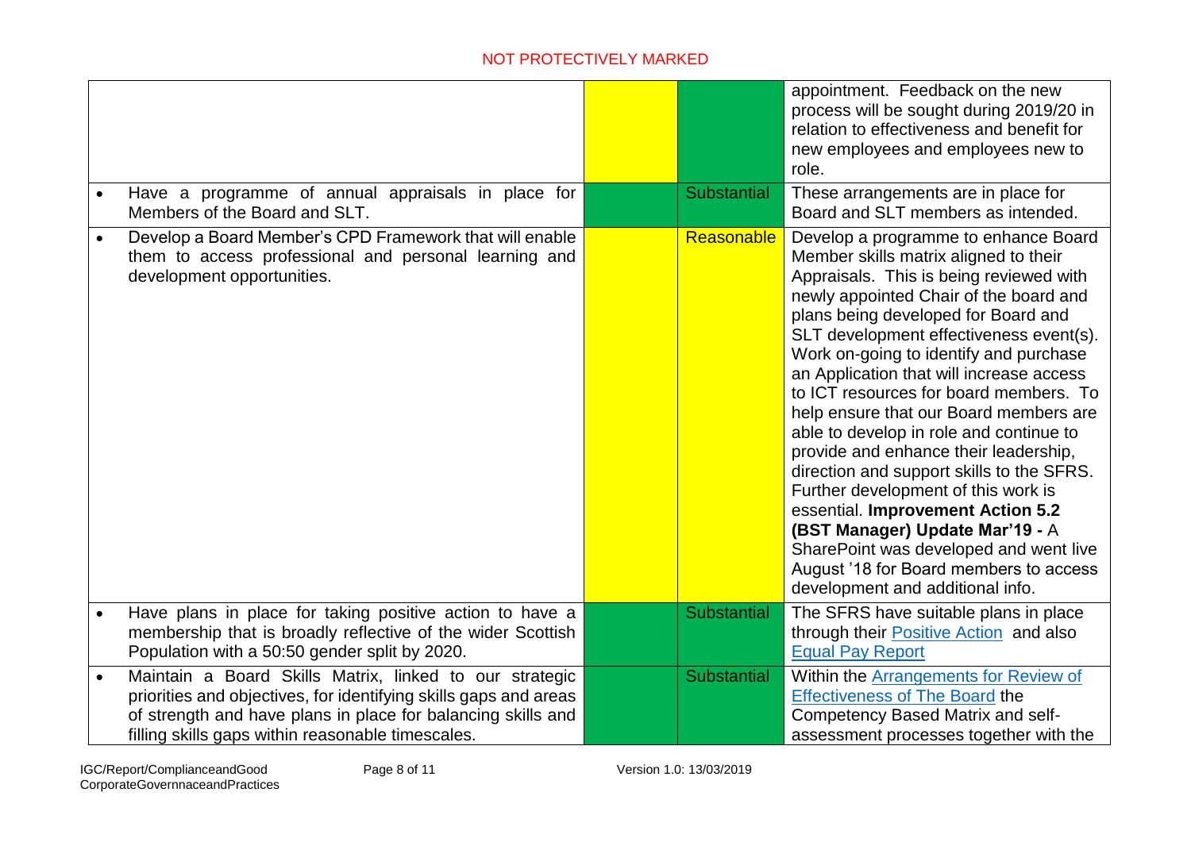| | | | |
|---|---|---|---|
| | | | appointment. Feedback on the new process will be sought during 2019/20 in relation to effectiveness and benefit for new employees and employees new to role. |
| • Have a programme of annual appraisals in place for Members of the Board and SLT. | | Substantial | These arrangements are in place for Board and SLT members as intended. |
| • Develop a Board Member's CPD Framework that will enable them to access professional and personal learning and development opportunities. | | Reasonable | Develop a programme to enhance Board Member skills matrix aligned to their Appraisals. This is being reviewed with newly appointed Chair of the board and plans being developed for Board and SLT development effectiveness event(s). Work on-going to identify and purchase an Application that will increase access to ICT resources for board members. To help ensure that our Board members are able to develop in role and continue to provide and enhance their leadership, direction and support skills to the SFRS. Further development of this work is essential. **Improvement Action 5.2 (BST Manager) Update Mar'19 -** A SharePoint was developed and went live August '18 for Board members to access development and additional info. |
| • Have plans in place for taking positive action to have a membership that is broadly reflective of the wider Scottish Population with a 50:50 gender split by 2020. | | Substantial | The SFRS have suitable plans in place through their Positive Action and also Equal Pay Report |
| • Maintain a Board Skills Matrix, linked to our strategic priorities and objectives, for identifying skills gaps and areas of strength and have plans in place for balancing skills and filling skills gaps within reasonable timescales. | | Substantial | Within the Arrangements for Review of Effectiveness of The Board the Competency Based Matrix and self-assessment processes together with the |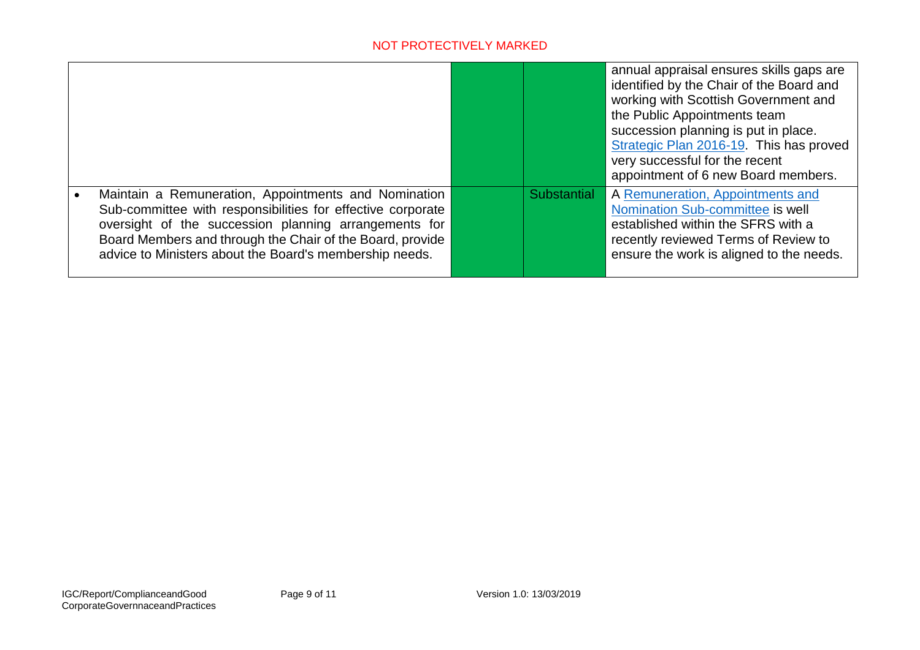| | | | |
|---|---|---|---|
| | | | annual appraisal ensures skills gaps are identified by the Chair of the Board and working with Scottish Government and the Public Appointments team succession planning is put in place. Strategic Plan 2016-19. This has proved very successful for the recent appointment of 6 new Board members. |
| • Maintain a Remuneration, Appointments and Nomination Sub-committee with responsibilities for effective corporate oversight of the succession planning arrangements for Board Members and through the Chair of the Board, provide advice to Ministers about the Board's membership needs. | | Substantial | A Remuneration, Appointments and Nomination Sub-committee is well established within the SFRS with a recently reviewed Terms of Review to ensure the work is aligned to the needs. |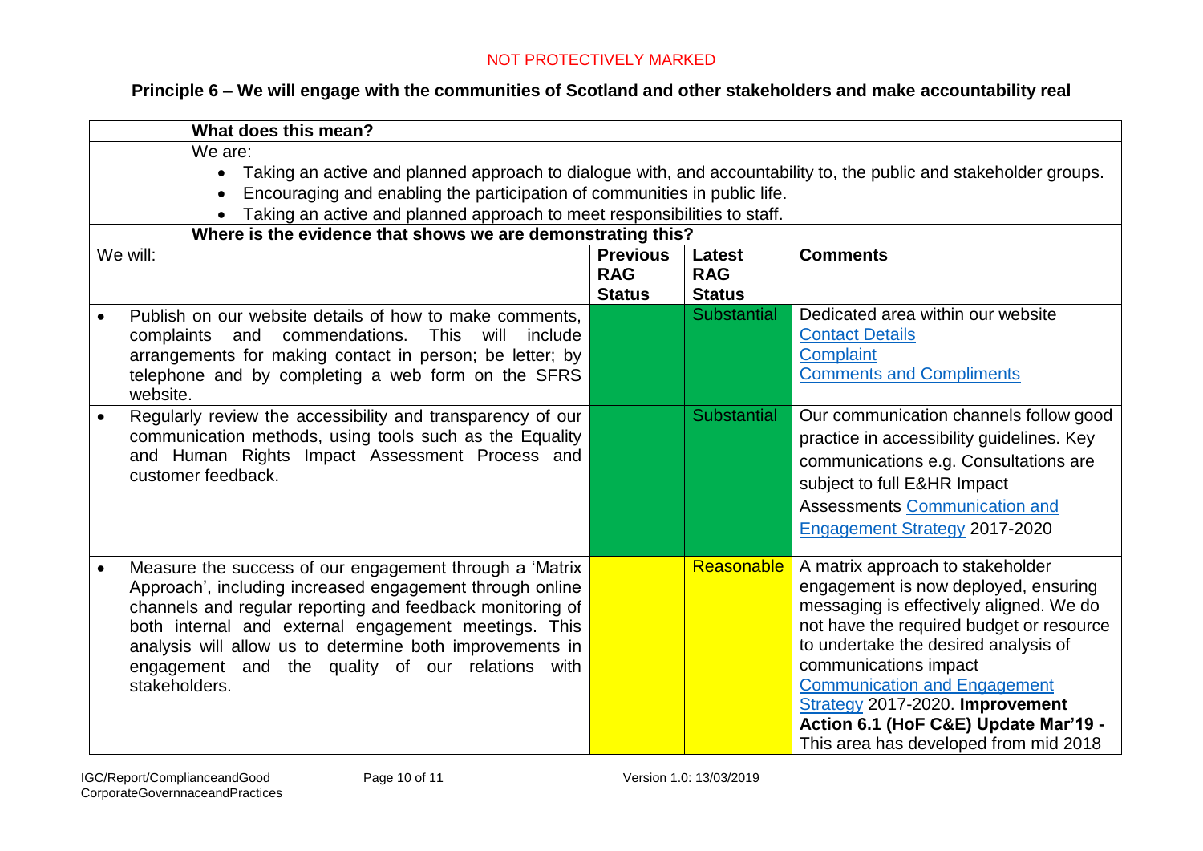NOT PROTECTIVELY MARKED

## Principle 6 – We will engage with the communities of Scotland and other stakeholders and make accountability real

**What does this mean?**

We are:

- Taking an active and planned approach to dialogue with, and accountability to, the public and stakeholder groups.
- Encouraging and enabling the participation of communities in public life.
- Taking an active and planned approach to meet responsibilities to staff.

**Where is the evidence that shows we are demonstrating this?**

| We will: | Previous RAG Status | Latest RAG Status | Comments |
|---|---|---|---|
| • Publish on our website details of how to make comments, complaints and commendations. This will include arrangements for making contact in person; be letter; by telephone and by completing a web form on the SFRS website. | | Substantial | Dedicated area within our website<br>Contact Details<br>Complaint<br>Comments and Compliments |
| • Regularly review the accessibility and transparency of our communication methods, using tools such as the Equality and Human Rights Impact Assessment Process and customer feedback. | | Substantial | Our communication channels follow good practice in accessibility guidelines. Key communications e.g. Consultations are subject to full E&HR Impact Assessments Communication and Engagement Strategy 2017-2020 |
| • Measure the success of our engagement through a 'Matrix Approach', including increased engagement through online channels and regular reporting and feedback monitoring of both internal and external engagement meetings. This analysis will allow us to determine both improvements in engagement and the quality of our relations with stakeholders. | | Reasonable | A matrix approach to stakeholder engagement is now deployed, ensuring messaging is effectively aligned. We do not have the required budget or resource to undertake the desired analysis of communications impact Communication and Engagement Strategy 2017-2020. **Improvement Action 6.1 (HoF C&E) Update Mar'19 -** This area has developed from mid 2018 |

IGC/Report/ComplianceandGood CorporateGovernnaceandPractices Version 1.0: 13/03/2019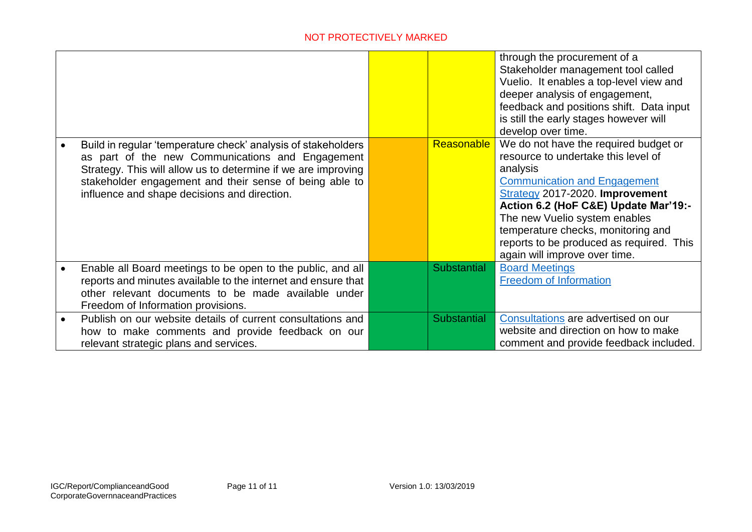| | | | |
|---|---|---|---|
| | | | through the procurement of a Stakeholder management tool called Vuelio. It enables a top-level view and deeper analysis of engagement, feedback and positions shift. Data input is still the early stages however will develop over time. |
| • Build in regular 'temperature check' analysis of stakeholders as part of the new Communications and Engagement Strategy. This will allow us to determine if we are improving stakeholder engagement and their sense of being able to influence and shape decisions and direction. | | Reasonable | We do not have the required budget or resource to undertake this level of analysis<br>Communication and Engagement Strategy 2017-2020. **Improvement Action 6.2 (HoF C&E) Update Mar'19:-** The new Vuelio system enables temperature checks, monitoring and reports to be produced as required. This again will improve over time. |
| • Enable all Board meetings to be open to the public, and all reports and minutes available to the internet and ensure that other relevant documents to be made available under Freedom of Information provisions. | | Substantial | Board Meetings<br>Freedom of Information |
| • Publish on our website details of current consultations and how to make comments and provide feedback on our relevant strategic plans and services. | | Substantial | Consultations are advertised on our website and direction on how to make comment and provide feedback included. |